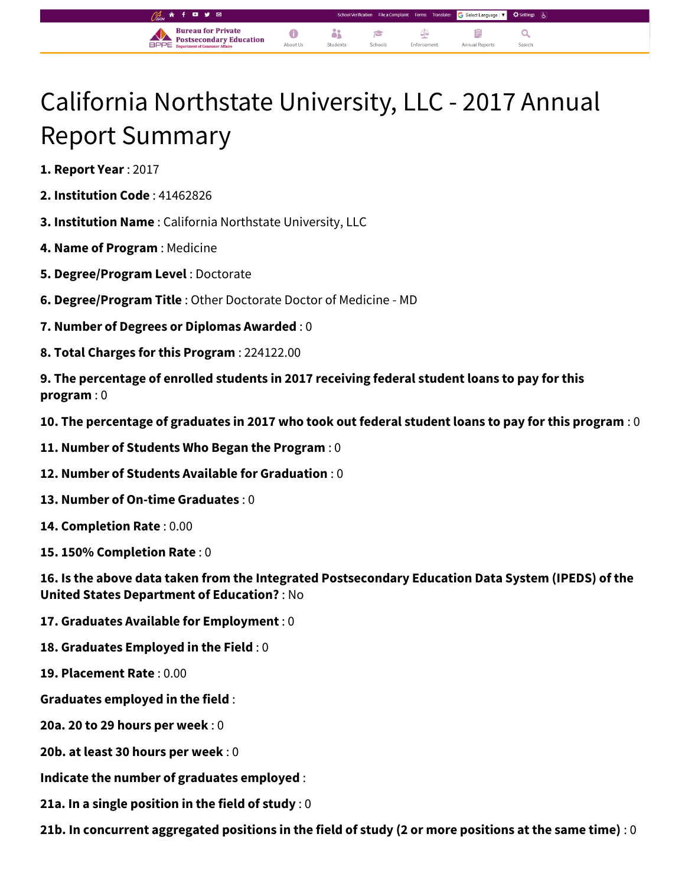# California Northstate University, LLC - 2017 Annual Report Summary

**1. Report Year** : 2017

**2. Institution Code** : 41462826

**3. Institution Name** : California Northstate University, LLC

**4. Name of Program** : Medicine

**5. Degree/Program Level** : Doctorate

**6. Degree/Program Title** : Other Doctorate Doctor of Medicine - MD

**7. Number of Degrees or Diplomas Awarded** : 0

**8. Total Charges for this Program** : 224122.00

**9. The percentage of enrolled students in 2017 receiving federal student loans to pay for this program** : 0

**10. The percentage of graduates in 2017 who took out federal student loans to pay for this program** : 0

**11. Number of Students Who Began the Program** : 0

**12. Number of Students Available for Graduation** : 0

**13. Number of On-time Graduates** : 0

**14. Completion Rate** : 0.00

**15. 150% Completion Rate** : 0

**16. Is the above data taken from the Integrated Postsecondary Education Data System (IPEDS) of the United States Department of Education?** : No

**17. Graduates Available for Employment** : 0

**18. Graduates Employed in the Field** : 0

**19. Placement Rate** : 0.00

**Graduates employed in the field** :

**20a. 20 to 29 hours per week** : 0

**20b. at least 30 hours per week** : 0

**Indicate the number of graduates employed** :

**21a. In a single position in the field of study** : 0

**21b. In concurrent aggregated positions in the field of study (2 or more positions at the same time)** : 0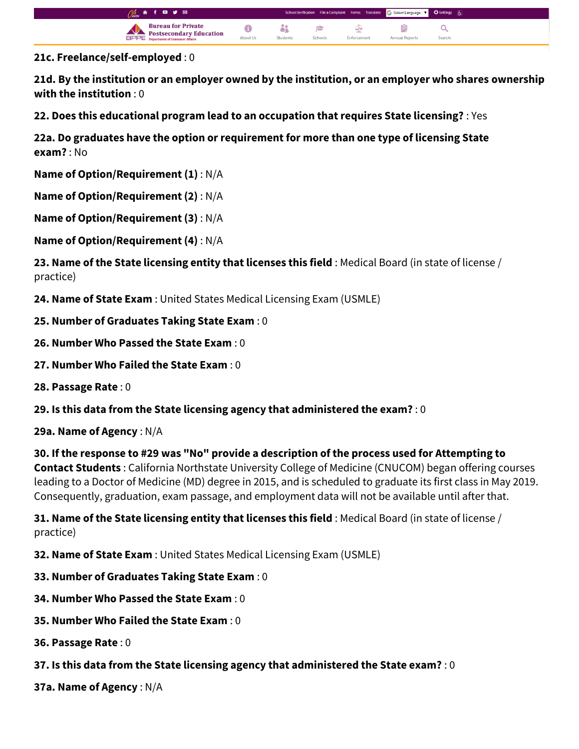**21c. Freelance/self-employed** : 0

**21d. By the institution or an employer owned by the institution, or an employer who shares ownership with the institution** : 0

**22. Does this educational program lead to an occupation that requires State licensing?** : Yes

**22a. Do graduates have the option or requirement for more than one type of licensing State exam?** : No

**Name of Option/Requirement (1)** : N/A

**Name of Option/Requirement (2)** : N/A

**Name of Option/Requirement (3)** : N/A

**Name of Option/Requirement (4)** : N/A

**23. Name of the State licensing entity that licenses this field** : Medical Board (in state of license / practice)

**24. Name of State Exam** : United States Medical Licensing Exam (USMLE)

**25. Number of Graduates Taking State Exam** : 0

**26. Number Who Passed the State Exam** : 0

**27. Number Who Failed the State Exam** : 0

**28. Passage Rate** : 0

**29. Is this data from the State licensing agency that administered the exam?** : 0

**29a. Name of Agency** : N/A

**30. If the response to #29 was "No" provide a description of the process used for Attempting to Contact Students** : California Northstate University College of Medicine (CNUCOM) began offering courses leading to a Doctor of Medicine (MD) degree in 2015, and is scheduled to graduate its first class in May 2019. Consequently, graduation, exam passage, and employment data will not be available until after that.

**31. Name of the State licensing entity that licenses this field** : Medical Board (in state of license / practice)

**32. Name of State Exam** : United States Medical Licensing Exam (USMLE)

**33. Number of Graduates Taking State Exam** : 0

**34. Number Who Passed the State Exam** : 0

**35. Number Who Failed the State Exam** : 0

**36. Passage Rate** : 0

**37. Is this data from the State licensing agency that administered the State exam?** : 0

**37a. Name of Agency** : N/A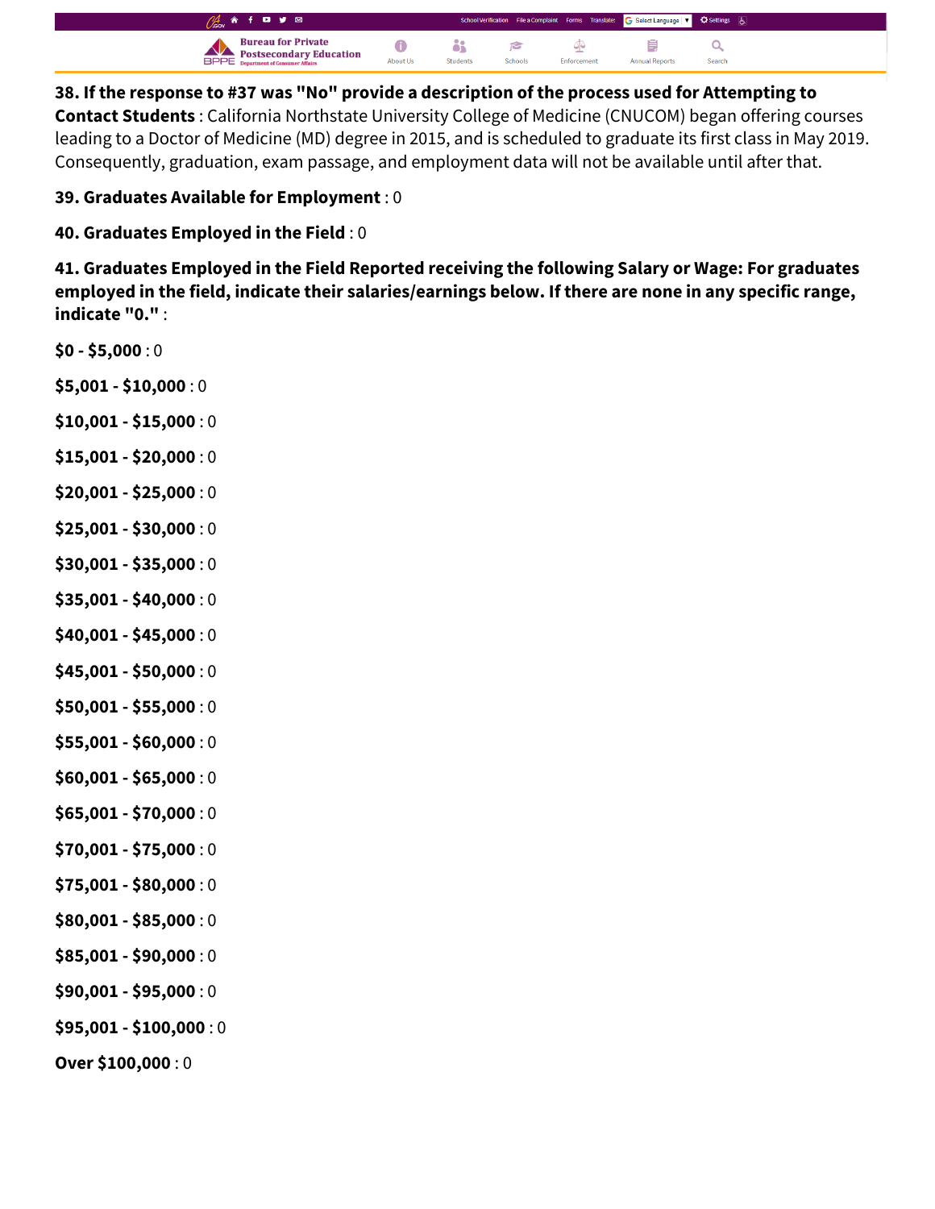**38. If the response to #37 was "No" provide a description of the process used for Attempting to Contact Students** : California Northstate University College of Medicine (CNUCOM) began offering courses leading to a Doctor of Medicine (MD) degree in 2015, and is scheduled to graduate its first class in May 2019. Consequently, graduation, exam passage, and employment data will not be available until after that.

**39. Graduates Available for Employment** : 0

**40. Graduates Employed in the Field** : 0

**41. Graduates Employed in the Field Reported receiving the following Salary or Wage: For graduates employed in the field, indicate their salaries/earnings below. If there are none in any specific range, indicate "0."** :

**$0 - $5,000** : 0

**$5,001 - $10,000** : 0

**$10,001 - $15,000** : 0

**$15,001 - $20,000** : 0

**$20,001 - $25,000** : 0

**$25,001 - $30,000** : 0

**$30,001 - $35,000** : 0

**$35,001 - $40,000** : 0

**$40,001 - $45,000** : 0

**$45,001 - $50,000** : 0

**$50,001 - $55,000** : 0

**$55,001 - $60,000** : 0

**$60,001 - $65,000** : 0

**$65,001 - $70,000** : 0

**$70,001 - $75,000** : 0

**$75,001 - $80,000** : 0

**$80,001 - $85,000** : 0

**$85,001 - $90,000** : 0

**$90,001 - $95,000** : 0

**$95,001 - $100,000** : 0

**Over $100,000** : 0